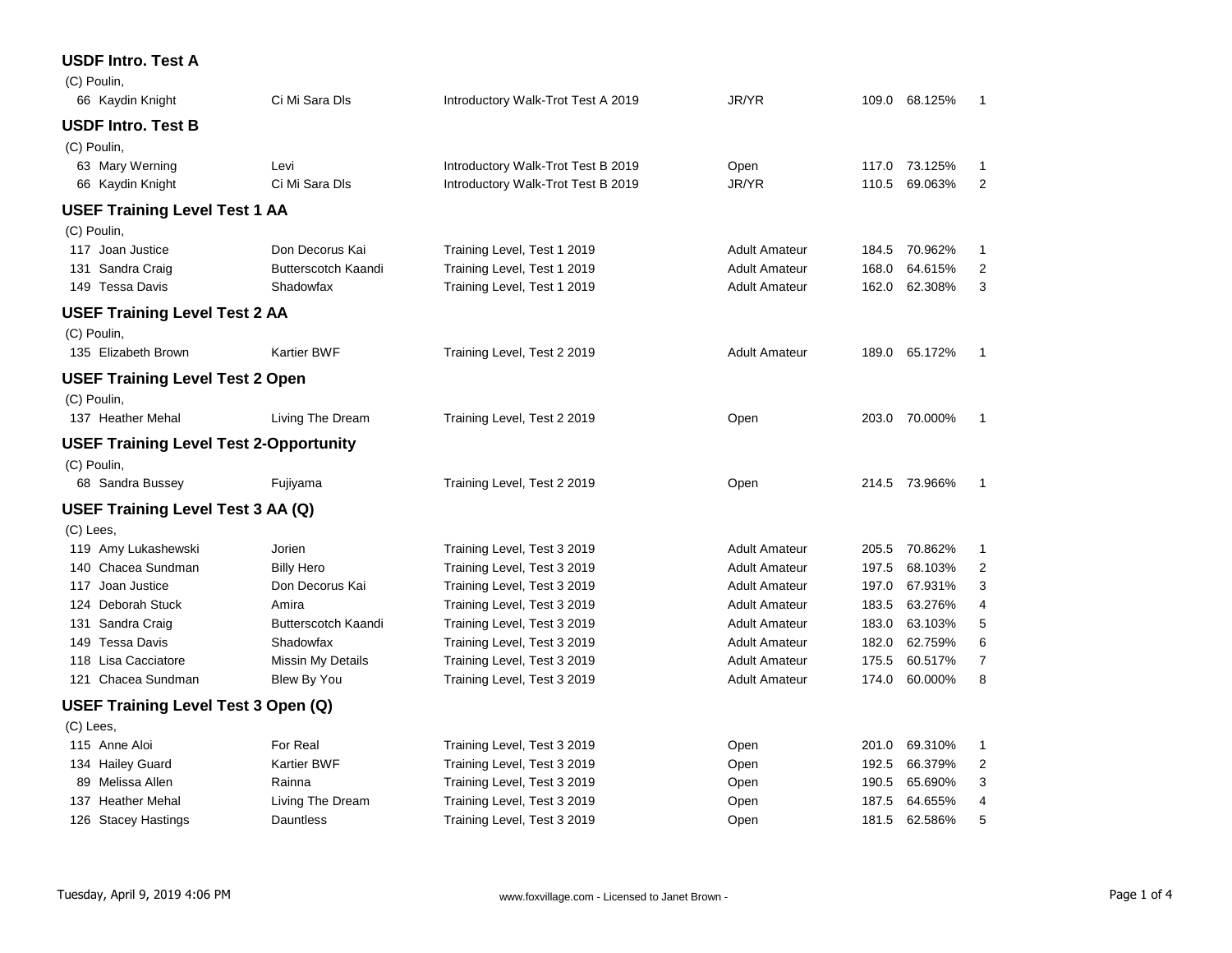### USDF Intro. Test A

(C) Poulin,

| No. | Rider | Horse | Test | Division | Score | Percent | Place |
|---|---|---|---|---|---|---|---|
| 66 | Kaydin Knight | Ci Mi Sara Dls | Introductory Walk-Trot Test A 2019 | JR/YR | 109.0 | 68.125% | 1 |

### USDF Intro. Test B

(C) Poulin,

| No. | Rider | Horse | Test | Division | Score | Percent | Place |
|---|---|---|---|---|---|---|---|
| 63 | Mary Werning | Levi | Introductory Walk-Trot Test B 2019 | Open | 117.0 | 73.125% | 1 |
| 66 | Kaydin Knight | Ci Mi Sara Dls | Introductory Walk-Trot Test B 2019 | JR/YR | 110.5 | 69.063% | 2 |

### USEF Training Level Test 1 AA

(C) Poulin,

| No. | Rider | Horse | Test | Division | Score | Percent | Place |
|---|---|---|---|---|---|---|---|
| 117 | Joan Justice | Don Decorus Kai | Training Level, Test 1 2019 | Adult Amateur | 184.5 | 70.962% | 1 |
| 131 | Sandra Craig | Butterscotch Kaandi | Training Level, Test 1 2019 | Adult Amateur | 168.0 | 64.615% | 2 |
| 149 | Tessa Davis | Shadowfax | Training Level, Test 1 2019 | Adult Amateur | 162.0 | 62.308% | 3 |

### USEF Training Level Test 2 AA

(C) Poulin,

| No. | Rider | Horse | Test | Division | Score | Percent | Place |
|---|---|---|---|---|---|---|---|
| 135 | Elizabeth Brown | Kartier BWF | Training Level, Test 2 2019 | Adult Amateur | 189.0 | 65.172% | 1 |

### USEF Training Level Test 2 Open

(C) Poulin,

| No. | Rider | Horse | Test | Division | Score | Percent | Place |
|---|---|---|---|---|---|---|---|
| 137 | Heather Mehal | Living The Dream | Training Level, Test 2 2019 | Open | 203.0 | 70.000% | 1 |

### USEF Training Level Test 2-Opportunity

(C) Poulin,

| No. | Rider | Horse | Test | Division | Score | Percent | Place |
|---|---|---|---|---|---|---|---|
| 68 | Sandra Bussey | Fujiyama | Training Level, Test 2 2019 | Open | 214.5 | 73.966% | 1 |

### USEF Training Level Test 3 AA (Q)

(C) Lees,

| No. | Rider | Horse | Test | Division | Score | Percent | Place |
|---|---|---|---|---|---|---|---|
| 119 | Amy Lukashewski | Jorien | Training Level, Test 3 2019 | Adult Amateur | 205.5 | 70.862% | 1 |
| 140 | Chacea Sundman | Billy Hero | Training Level, Test 3 2019 | Adult Amateur | 197.5 | 68.103% | 2 |
| 117 | Joan Justice | Don Decorus Kai | Training Level, Test 3 2019 | Adult Amateur | 197.0 | 67.931% | 3 |
| 124 | Deborah Stuck | Amira | Training Level, Test 3 2019 | Adult Amateur | 183.5 | 63.276% | 4 |
| 131 | Sandra Craig | Butterscotch Kaandi | Training Level, Test 3 2019 | Adult Amateur | 183.0 | 63.103% | 5 |
| 149 | Tessa Davis | Shadowfax | Training Level, Test 3 2019 | Adult Amateur | 182.0 | 62.759% | 6 |
| 118 | Lisa Cacciatore | Missin My Details | Training Level, Test 3 2019 | Adult Amateur | 175.5 | 60.517% | 7 |
| 121 | Chacea Sundman | Blew By You | Training Level, Test 3 2019 | Adult Amateur | 174.0 | 60.000% | 8 |

### USEF Training Level Test 3 Open (Q)

(C) Lees,

| No. | Rider | Horse | Test | Division | Score | Percent | Place |
|---|---|---|---|---|---|---|---|
| 115 | Anne Aloi | For Real | Training Level, Test 3 2019 | Open | 201.0 | 69.310% | 1 |
| 134 | Hailey Guard | Kartier BWF | Training Level, Test 3 2019 | Open | 192.5 | 66.379% | 2 |
| 89 | Melissa Allen | Rainna | Training Level, Test 3 2019 | Open | 190.5 | 65.690% | 3 |
| 137 | Heather Mehal | Living The Dream | Training Level, Test 3 2019 | Open | 187.5 | 64.655% | 4 |
| 126 | Stacey Hastings | Dauntless | Training Level, Test 3 2019 | Open | 181.5 | 62.586% | 5 |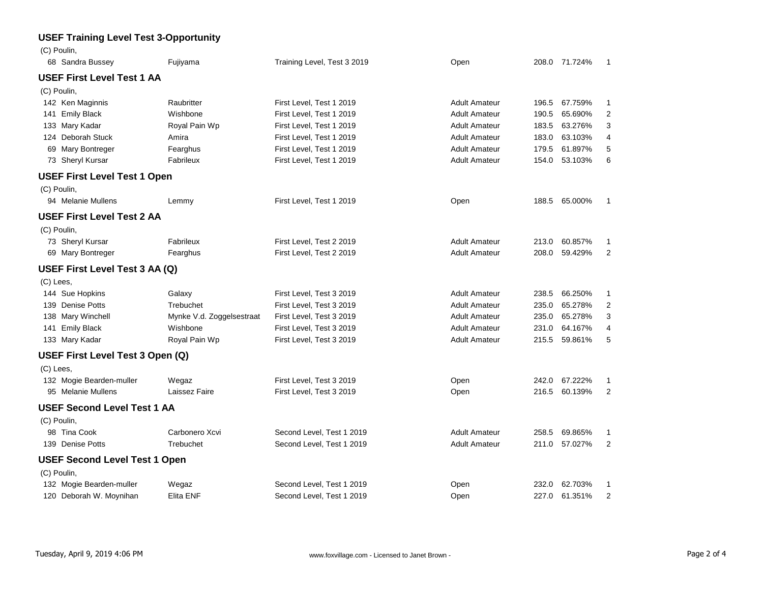### USEF Training Level Test 3-Opportunity

(C) Poulin,

| No. | Rider | Horse | Test | Division | Score | Percent | Place |
|---|---|---|---|---|---|---|---|
| 68 | Sandra Bussey | Fujiyama | Training Level, Test 3 2019 | Open | 208.0 | 71.724% | 1 |

### USEF First Level Test 1 AA

(C) Poulin,

| No. | Rider | Horse | Test | Division | Score | Percent | Place |
|---|---|---|---|---|---|---|---|
| 142 | Ken Maginnis | Raubritter | First Level, Test 1 2019 | Adult Amateur | 196.5 | 67.759% | 1 |
| 141 | Emily Black | Wishbone | First Level, Test 1 2019 | Adult Amateur | 190.5 | 65.690% | 2 |
| 133 | Mary Kadar | Royal Pain Wp | First Level, Test 1 2019 | Adult Amateur | 183.5 | 63.276% | 3 |
| 124 | Deborah Stuck | Amira | First Level, Test 1 2019 | Adult Amateur | 183.0 | 63.103% | 4 |
| 69 | Mary Bontreger | Fearghus | First Level, Test 1 2019 | Adult Amateur | 179.5 | 61.897% | 5 |
| 73 | Sheryl Kursar | Fabrileux | First Level, Test 1 2019 | Adult Amateur | 154.0 | 53.103% | 6 |

### USEF First Level Test 1 Open

(C) Poulin,

| No. | Rider | Horse | Test | Division | Score | Percent | Place |
|---|---|---|---|---|---|---|---|
| 94 | Melanie Mullens | Lemmy | First Level, Test 1 2019 | Open | 188.5 | 65.000% | 1 |

### USEF First Level Test 2 AA

(C) Poulin,

| No. | Rider | Horse | Test | Division | Score | Percent | Place |
|---|---|---|---|---|---|---|---|
| 73 | Sheryl Kursar | Fabrileux | First Level, Test 2 2019 | Adult Amateur | 213.0 | 60.857% | 1 |
| 69 | Mary Bontreger | Fearghus | First Level, Test 2 2019 | Adult Amateur | 208.0 | 59.429% | 2 |

### USEF First Level Test 3 AA (Q)

(C) Lees,

| No. | Rider | Horse | Test | Division | Score | Percent | Place |
|---|---|---|---|---|---|---|---|
| 144 | Sue Hopkins | Galaxy | First Level, Test 3 2019 | Adult Amateur | 238.5 | 66.250% | 1 |
| 139 | Denise Potts | Trebuchet | First Level, Test 3 2019 | Adult Amateur | 235.0 | 65.278% | 2 |
| 138 | Mary Winchell | Mynke V.d. Zoggelsestraat | First Level, Test 3 2019 | Adult Amateur | 235.0 | 65.278% | 3 |
| 141 | Emily Black | Wishbone | First Level, Test 3 2019 | Adult Amateur | 231.0 | 64.167% | 4 |
| 133 | Mary Kadar | Royal Pain Wp | First Level, Test 3 2019 | Adult Amateur | 215.5 | 59.861% | 5 |

### USEF First Level Test 3 Open (Q)

(C) Lees,

| No. | Rider | Horse | Test | Division | Score | Percent | Place |
|---|---|---|---|---|---|---|---|
| 132 | Mogie Bearden-muller | Wegaz | First Level, Test 3 2019 | Open | 242.0 | 67.222% | 1 |
| 95 | Melanie Mullens | Laissez Faire | First Level, Test 3 2019 | Open | 216.5 | 60.139% | 2 |

### USEF Second Level Test 1 AA

(C) Poulin,

| No. | Rider | Horse | Test | Division | Score | Percent | Place |
|---|---|---|---|---|---|---|---|
| 98 | Tina Cook | Carbonero Xcvi | Second Level, Test 1 2019 | Adult Amateur | 258.5 | 69.865% | 1 |
| 139 | Denise Potts | Trebuchet | Second Level, Test 1 2019 | Adult Amateur | 211.0 | 57.027% | 2 |

### USEF Second Level Test 1 Open

(C) Poulin,

| No. | Rider | Horse | Test | Division | Score | Percent | Place |
|---|---|---|---|---|---|---|---|
| 132 | Mogie Bearden-muller | Wegaz | Second Level, Test 1 2019 | Open | 232.0 | 62.703% | 1 |
| 120 | Deborah W. Moynihan | Elita ENF | Second Level, Test 1 2019 | Open | 227.0 | 61.351% | 2 |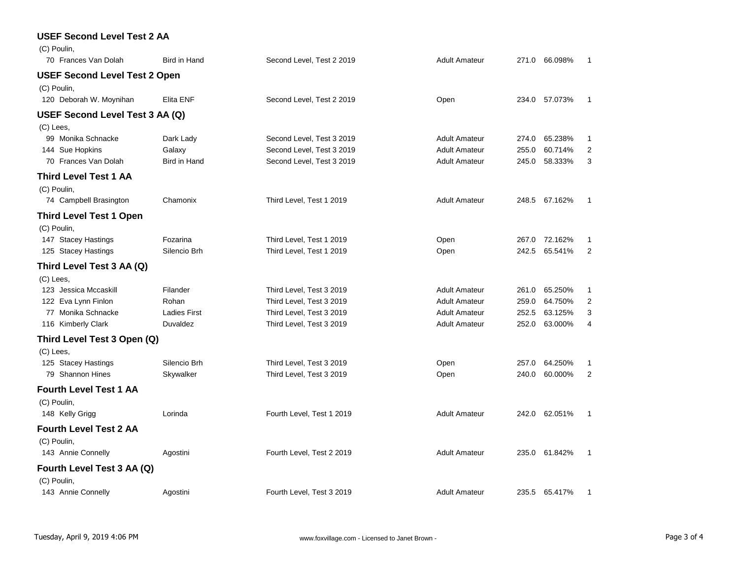### USEF Second Level Test 2 AA

(C) Poulin,

| No. | Rider | Horse | Test | Division | Score | Percent | Place |
|---|---|---|---|---|---|---|---|
| 70 | Frances Van Dolah | Bird in Hand | Second Level, Test 2 2019 | Adult Amateur | 271.0 | 66.098% | 1 |

### USEF Second Level Test 2 Open

(C) Poulin,

| No. | Rider | Horse | Test | Division | Score | Percent | Place |
|---|---|---|---|---|---|---|---|
| 120 | Deborah W. Moynihan | Elita ENF | Second Level, Test 2 2019 | Open | 234.0 | 57.073% | 1 |

### USEF Second Level Test 3 AA (Q)

(C) Lees,

| No. | Rider | Horse | Test | Division | Score | Percent | Place |
|---|---|---|---|---|---|---|---|
| 99 | Monika Schnacke | Dark Lady | Second Level, Test 3 2019 | Adult Amateur | 274.0 | 65.238% | 1 |
| 144 | Sue Hopkins | Galaxy | Second Level, Test 3 2019 | Adult Amateur | 255.0 | 60.714% | 2 |
| 70 | Frances Van Dolah | Bird in Hand | Second Level, Test 3 2019 | Adult Amateur | 245.0 | 58.333% | 3 |

### Third Level Test 1 AA

(C) Poulin,

| No. | Rider | Horse | Test | Division | Score | Percent | Place |
|---|---|---|---|---|---|---|---|
| 74 | Campbell Brasington | Chamonix | Third Level, Test 1 2019 | Adult Amateur | 248.5 | 67.162% | 1 |

### Third Level Test 1 Open

(C) Poulin,

| No. | Rider | Horse | Test | Division | Score | Percent | Place |
|---|---|---|---|---|---|---|---|
| 147 | Stacey Hastings | Fozarina | Third Level, Test 1 2019 | Open | 267.0 | 72.162% | 1 |
| 125 | Stacey Hastings | Silencio Brh | Third Level, Test 1 2019 | Open | 242.5 | 65.541% | 2 |

### Third Level Test 3 AA (Q)

(C) Lees,

| No. | Rider | Horse | Test | Division | Score | Percent | Place |
|---|---|---|---|---|---|---|---|
| 123 | Jessica Mccaskill | Filander | Third Level, Test 3 2019 | Adult Amateur | 261.0 | 65.250% | 1 |
| 122 | Eva Lynn Finlon | Rohan | Third Level, Test 3 2019 | Adult Amateur | 259.0 | 64.750% | 2 |
| 77 | Monika Schnacke | Ladies First | Third Level, Test 3 2019 | Adult Amateur | 252.5 | 63.125% | 3 |
| 116 | Kimberly Clark | Duvaldez | Third Level, Test 3 2019 | Adult Amateur | 252.0 | 63.000% | 4 |

### Third Level Test 3 Open (Q)

(C) Lees,

| No. | Rider | Horse | Test | Division | Score | Percent | Place |
|---|---|---|---|---|---|---|---|
| 125 | Stacey Hastings | Silencio Brh | Third Level, Test 3 2019 | Open | 257.0 | 64.250% | 1 |
| 79 | Shannon Hines | Skywalker | Third Level, Test 3 2019 | Open | 240.0 | 60.000% | 2 |

### Fourth Level Test 1 AA

(C) Poulin,

| No. | Rider | Horse | Test | Division | Score | Percent | Place |
|---|---|---|---|---|---|---|---|
| 148 | Kelly Grigg | Lorinda | Fourth Level, Test 1 2019 | Adult Amateur | 242.0 | 62.051% | 1 |

### Fourth Level Test 2 AA

(C) Poulin,

| No. | Rider | Horse | Test | Division | Score | Percent | Place |
|---|---|---|---|---|---|---|---|
| 143 | Annie Connelly | Agostini | Fourth Level, Test 2 2019 | Adult Amateur | 235.0 | 61.842% | 1 |

### Fourth Level Test 3 AA (Q)

(C) Poulin,

| No. | Rider | Horse | Test | Division | Score | Percent | Place |
|---|---|---|---|---|---|---|---|
| 143 | Annie Connelly | Agostini | Fourth Level, Test 3 2019 | Adult Amateur | 235.5 | 65.417% | 1 |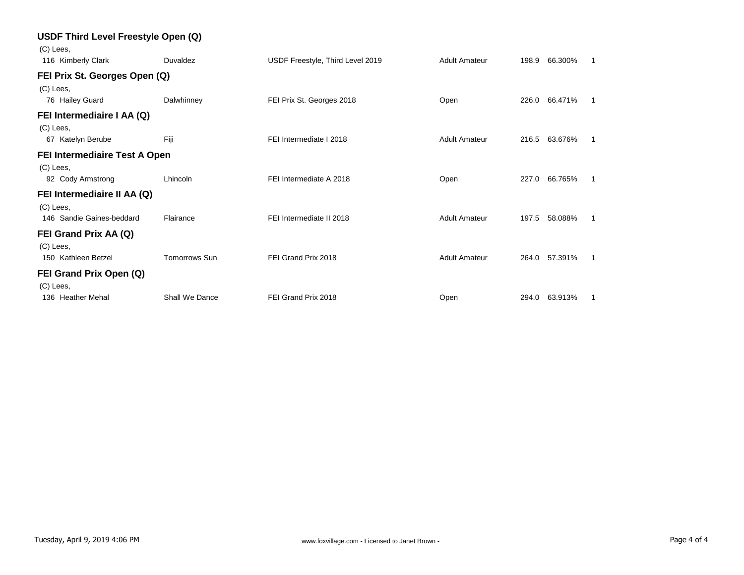**USDF Third Level Freestyle Open (Q)**

(C) Lees,

| | | | | | | |
|---|---|---|---|---|---|---|
| 116 Kimberly Clark | Duvaldez | USDF Freestyle, Third Level 2019 | Adult Amateur | 198.9 | 66.300% | 1 |

**FEI Prix St. Georges Open (Q)**

(C) Lees,

| | | | | | | |
|---|---|---|---|---|---|---|
| 76 Hailey Guard | Dalwhinney | FEI Prix St. Georges 2018 | Open | 226.0 | 66.471% | 1 |

**FEI Intermediaire I AA (Q)**

(C) Lees,

| | | | | | | |
|---|---|---|---|---|---|---|
| 67 Katelyn Berube | Fiji | FEI Intermediate I 2018 | Adult Amateur | 216.5 | 63.676% | 1 |

**FEI Intermediaire Test A Open**

(C) Lees,

| | | | | | | |
|---|---|---|---|---|---|---|
| 92 Cody Armstrong | Lhincoln | FEI Intermediate A 2018 | Open | 227.0 | 66.765% | 1 |

**FEI Intermediaire II AA (Q)**

(C) Lees,

| | | | | | | |
|---|---|---|---|---|---|---|
| 146 Sandie Gaines-beddard | Flairance | FEI Intermediate II 2018 | Adult Amateur | 197.5 | 58.088% | 1 |

**FEI Grand Prix AA (Q)**

(C) Lees,

| | | | | | | |
|---|---|---|---|---|---|---|
| 150 Kathleen Betzel | Tomorrows Sun | FEI Grand Prix 2018 | Adult Amateur | 264.0 | 57.391% | 1 |

**FEI Grand Prix Open (Q)**

(C) Lees,

| | | | | | | |
|---|---|---|---|---|---|---|
| 136 Heather Mehal | Shall We Dance | FEI Grand Prix 2018 | Open | 294.0 | 63.913% | 1 |